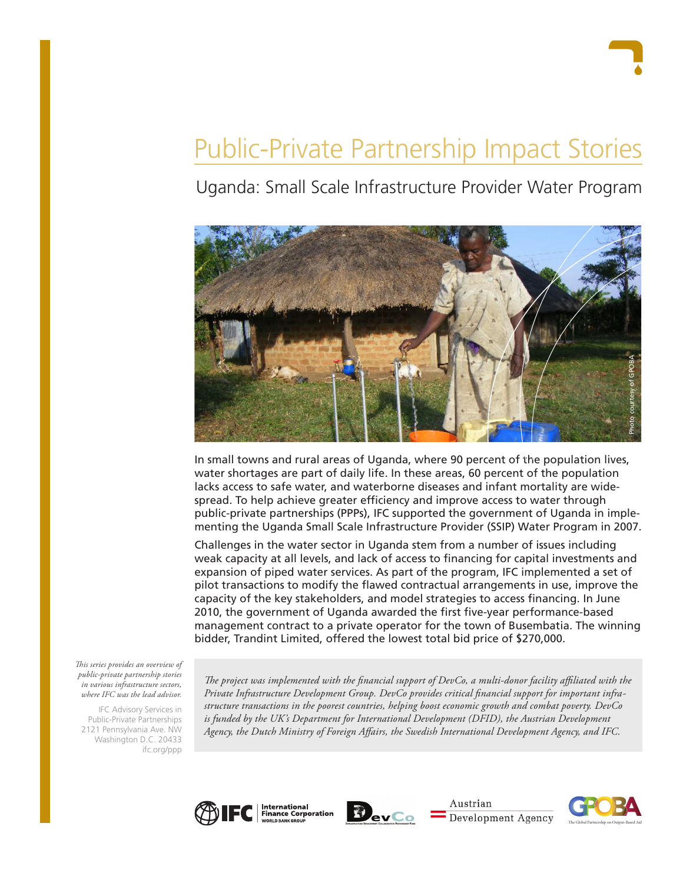# Public-Private Partnership Impact Stories

## Uganda: Small Scale Infrastructure Provider Water Program

Photo courtesy of GPOBA

In small towns and rural areas of Uganda, where 90 percent of the population lives, water shortages are part of daily life. In these areas, 60 percent of the population lacks access to safe water, and waterborne diseases and infant mortality are widespread. To help achieve greater efficiency and improve access to water through public-private partnerships (PPPs), IFC supported the government of Uganda in implementing the Uganda Small Scale Infrastructure Provider (SSIP) Water Program in 2007.

Challenges in the water sector in Uganda stem from a number of issues including weak capacity at all levels, and lack of access to financing for capital investments and expansion of piped water services. As part of the program, IFC implemented a set of pilot transactions to modify the flawed contractual arrangements in use, improve the capacity of the key stakeholders, and model strategies to access financing. In June 2010, the government of Uganda awarded the first five-year performance-based management contract to a private operator for the town of Busembatia. The winning bidder, Trandint Limited, offered the lowest total bid price of $270,000.

*This series provides an overview of public-private partnership stories in various infrastructure sectors, where IFC was the lead advisor.*

IFC Advisory Services in Public-Private Partnerships
2121 Pennsylvania Ave. NW
Washington D.C. 20433
ifc.org/ppp

*The project was implemented with the financial support of DevCo, a multi-donor facility affiliated with the Private Infrastructure Development Group. DevCo provides critical financial support for important infrastructure transactions in the poorest countries, helping boost economic growth and combat poverty. DevCo is funded by the UK's Department for International Development (DFID), the Austrian Development Agency, the Dutch Ministry of Foreign Affairs, the Swedish International Development Agency, and IFC.*

IFC International Finance Corporation World Bank Group | DevCo | Austrian Development Agency | GPOBA The Global Partnership on Output-Based Aid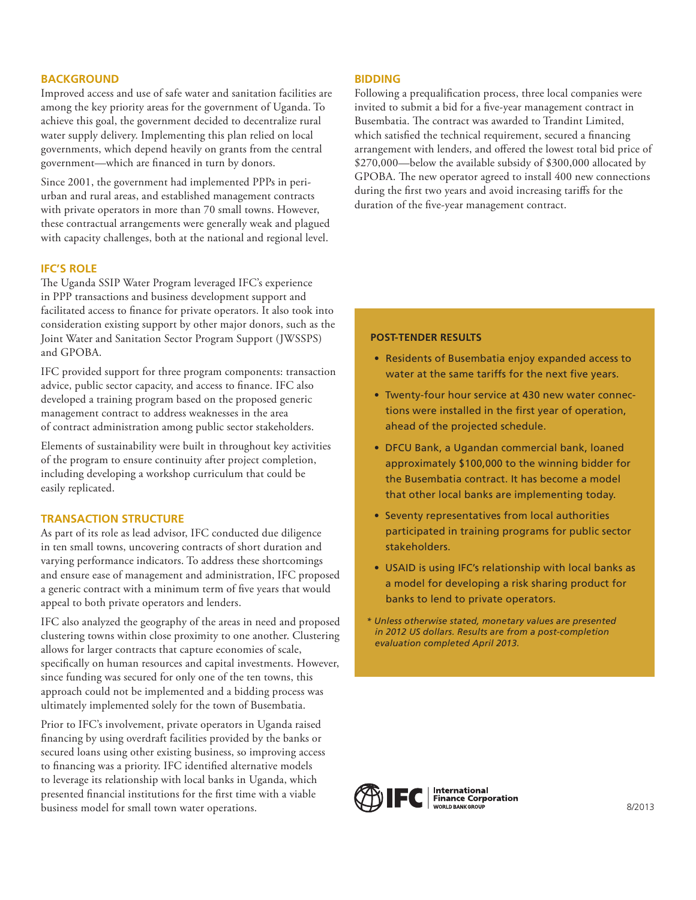## BACKGROUND

Improved access and use of safe water and sanitation facilities are among the key priority areas for the government of Uganda. To achieve this goal, the government decided to decentralize rural water supply delivery. Implementing this plan relied on local governments, which depend heavily on grants from the central government—which are financed in turn by donors.

Since 2001, the government had implemented PPPs in peri-urban and rural areas, and established management contracts with private operators in more than 70 small towns. However, these contractual arrangements were generally weak and plagued with capacity challenges, both at the national and regional level.

## IFC'S ROLE

The Uganda SSIP Water Program leveraged IFC's experience in PPP transactions and business development support and facilitated access to finance for private operators. It also took into consideration existing support by other major donors, such as the Joint Water and Sanitation Sector Program Support (JWSSPS) and GPOBA.

IFC provided support for three program components: transaction advice, public sector capacity, and access to finance. IFC also developed a training program based on the proposed generic management contract to address weaknesses in the area of contract administration among public sector stakeholders.

Elements of sustainability were built in throughout key activities of the program to ensure continuity after project completion, including developing a workshop curriculum that could be easily replicated.

## TRANSACTION STRUCTURE

As part of its role as lead advisor, IFC conducted due diligence in ten small towns, uncovering contracts of short duration and varying performance indicators. To address these shortcomings and ensure ease of management and administration, IFC proposed a generic contract with a minimum term of five years that would appeal to both private operators and lenders.

IFC also analyzed the geography of the areas in need and proposed clustering towns within close proximity to one another. Clustering allows for larger contracts that capture economies of scale, specifically on human resources and capital investments. However, since funding was secured for only one of the ten towns, this approach could not be implemented and a bidding process was ultimately implemented solely for the town of Busembatia.

Prior to IFC's involvement, private operators in Uganda raised financing by using overdraft facilities provided by the banks or secured loans using other existing business, so improving access to financing was a priority. IFC identified alternative models to leverage its relationship with local banks in Uganda, which presented financial institutions for the first time with a viable business model for small town water operations.

## BIDDING

Following a prequalification process, three local companies were invited to submit a bid for a five-year management contract in Busembatia. The contract was awarded to Trandint Limited, which satisfied the technical requirement, secured a financing arrangement with lenders, and offered the lowest total bid price of $270,000—below the available subsidy of $300,000 allocated by GPOBA. The new operator agreed to install 400 new connections during the first two years and avoid increasing tariffs for the duration of the five-year management contract.

### POST-TENDER RESULTS

- Residents of Busembatia enjoy expanded access to water at the same tariffs for the next five years.
- Twenty-four hour service at 430 new water connections were installed in the first year of operation, ahead of the projected schedule.
- DFCU Bank, a Ugandan commercial bank, loaned approximately $100,000 to the winning bidder for the Busembatia contract. It has become a model that other local banks are implementing today.
- Seventy representatives from local authorities participated in training programs for public sector stakeholders.
- USAID is using IFC's relationship with local banks as a model for developing a risk sharing product for banks to lend to private operators.

*\* Unless otherwise stated, monetary values are presented in 2012 US dollars. Results are from a post-completion evaluation completed April 2013.*

IFC International Finance Corporation WORLD BANK GROUP

8/2013